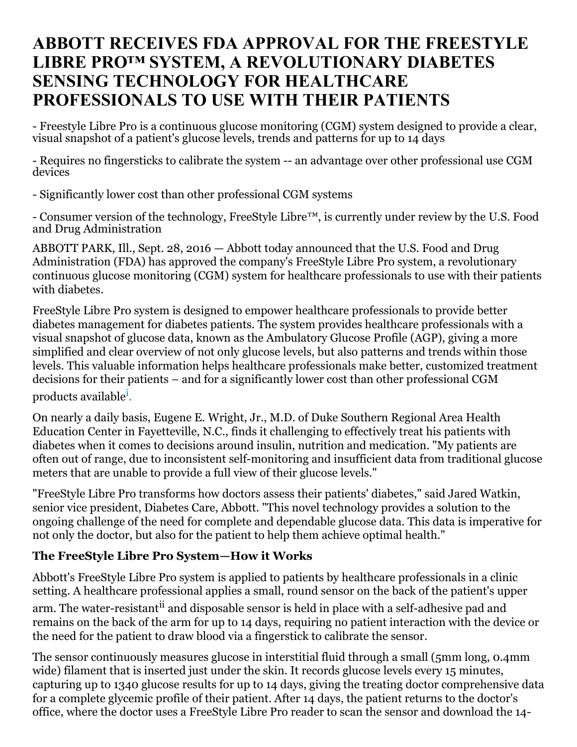# ABBOTT RECEIVES FDA APPROVAL FOR THE FREESTYLE LIBRE PRO™ SYSTEM, A REVOLUTIONARY DIABETES SENSING TECHNOLOGY FOR HEALTHCARE PROFESSIONALS TO USE WITH THEIR PATIENTS

- Freestyle Libre Pro is a continuous glucose monitoring (CGM) system designed to provide a clear, visual snapshot of a patient's glucose levels, trends and patterns for up to 14 days

- Requires no fingersticks to calibrate the system -- an advantage over other professional use CGM devices

- Significantly lower cost than other professional CGM systems

- Consumer version of the technology, FreeStyle Libre™, is currently under review by the U.S. Food and Drug Administration

ABBOTT PARK, Ill., Sept. 28, 2016 — Abbott today announced that the U.S. Food and Drug Administration (FDA) has approved the company's FreeStyle Libre Pro system, a revolutionary continuous glucose monitoring (CGM) system for healthcare professionals to use with their patients with diabetes.

FreeStyle Libre Pro system is designed to empower healthcare professionals to provide better diabetes management for diabetes patients. The system provides healthcare professionals with a visual snapshot of glucose data, known as the Ambulatory Glucose Profile (AGP), giving a more simplified and clear overview of not only glucose levels, but also patterns and trends within those levels. This valuable information helps healthcare professionals make better, customized treatment decisions for their patients – and for a significantly lower cost than other professional CGM products available[i].

On nearly a daily basis, Eugene E. Wright, Jr., M.D. of Duke Southern Regional Area Health Education Center in Fayetteville, N.C., finds it challenging to effectively treat his patients with diabetes when it comes to decisions around insulin, nutrition and medication. "My patients are often out of range, due to inconsistent self-monitoring and insufficient data from traditional glucose meters that are unable to provide a full view of their glucose levels."

"FreeStyle Libre Pro transforms how doctors assess their patients' diabetes," said Jared Watkin, senior vice president, Diabetes Care, Abbott. "This novel technology provides a solution to the ongoing challenge of the need for complete and dependable glucose data. This data is imperative for not only the doctor, but also for the patient to help them achieve optimal health."

### The FreeStyle Libre Pro System—How it Works

Abbott's FreeStyle Libre Pro system is applied to patients by healthcare professionals in a clinic setting. A healthcare professional applies a small, round sensor on the back of the patient's upper arm. The water-resistant[ii] and disposable sensor is held in place with a self-adhesive pad and remains on the back of the arm for up to 14 days, requiring no patient interaction with the device or the need for the patient to draw blood via a fingerstick to calibrate the sensor.

The sensor continuously measures glucose in interstitial fluid through a small (5mm long, 0.4mm wide) filament that is inserted just under the skin. It records glucose levels every 15 minutes, capturing up to 1340 glucose results for up to 14 days, giving the treating doctor comprehensive data for a complete glycemic profile of their patient. After 14 days, the patient returns to the doctor's office, where the doctor uses a FreeStyle Libre Pro reader to scan the sensor and download the 14-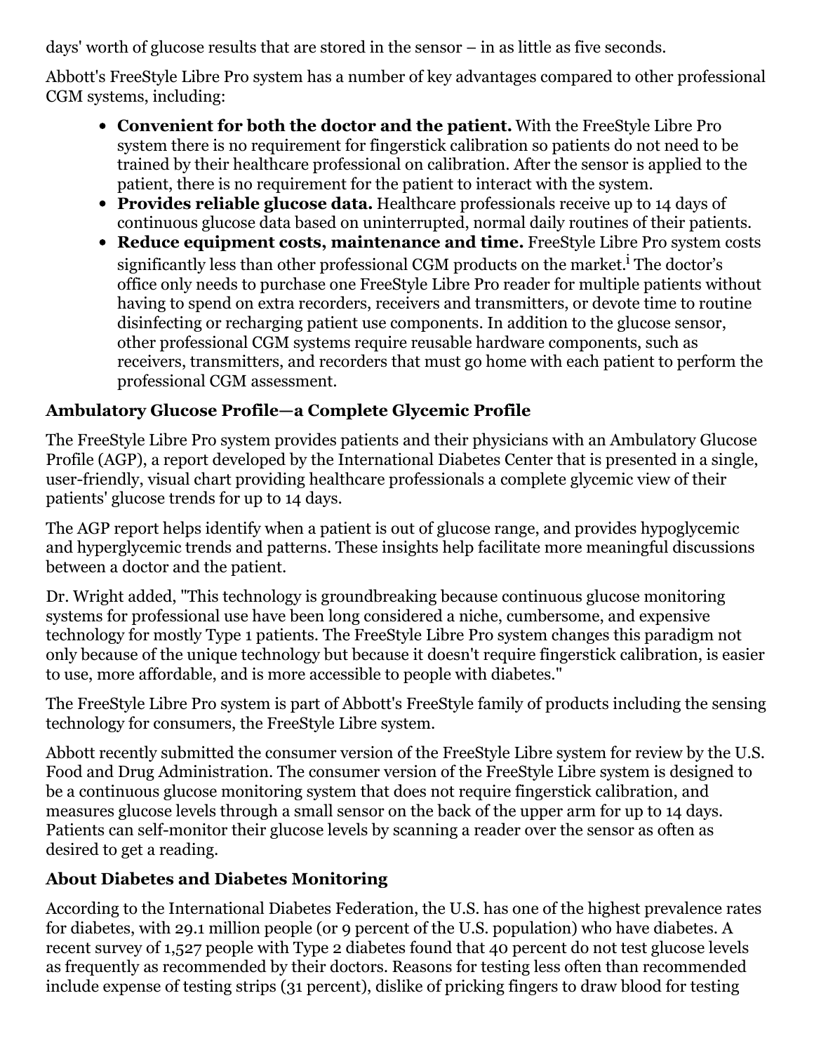days' worth of glucose results that are stored in the sensor – in as little as five seconds.

Abbott's FreeStyle Libre Pro system has a number of key advantages compared to other professional CGM systems, including:

- **Convenient for both the doctor and the patient.** With the FreeStyle Libre Pro system there is no requirement for fingerstick calibration so patients do not need to be trained by their healthcare professional on calibration. After the sensor is applied to the patient, there is no requirement for the patient to interact with the system.
- **Provides reliable glucose data.** Healthcare professionals receive up to 14 days of continuous glucose data based on uninterrupted, normal daily routines of their patients.
- **Reduce equipment costs, maintenance and time.** FreeStyle Libre Pro system costs significantly less than other professional CGM products on the market.[i] The doctor's office only needs to purchase one FreeStyle Libre Pro reader for multiple patients without having to spend on extra recorders, receivers and transmitters, or devote time to routine disinfecting or recharging patient use components. In addition to the glucose sensor, other professional CGM systems require reusable hardware components, such as receivers, transmitters, and recorders that must go home with each patient to perform the professional CGM assessment.

### Ambulatory Glucose Profile—a Complete Glycemic Profile

The FreeStyle Libre Pro system provides patients and their physicians with an Ambulatory Glucose Profile (AGP), a report developed by the International Diabetes Center that is presented in a single, user-friendly, visual chart providing healthcare professionals a complete glycemic view of their patients' glucose trends for up to 14 days.

The AGP report helps identify when a patient is out of glucose range, and provides hypoglycemic and hyperglycemic trends and patterns. These insights help facilitate more meaningful discussions between a doctor and the patient.

Dr. Wright added, "This technology is groundbreaking because continuous glucose monitoring systems for professional use have been long considered a niche, cumbersome, and expensive technology for mostly Type 1 patients. The FreeStyle Libre Pro system changes this paradigm not only because of the unique technology but because it doesn't require fingerstick calibration, is easier to use, more affordable, and is more accessible to people with diabetes."

The FreeStyle Libre Pro system is part of Abbott's FreeStyle family of products including the sensing technology for consumers, the FreeStyle Libre system.

Abbott recently submitted the consumer version of the FreeStyle Libre system for review by the U.S. Food and Drug Administration. The consumer version of the FreeStyle Libre system is designed to be a continuous glucose monitoring system that does not require fingerstick calibration, and measures glucose levels through a small sensor on the back of the upper arm for up to 14 days. Patients can self-monitor their glucose levels by scanning a reader over the sensor as often as desired to get a reading.

### About Diabetes and Diabetes Monitoring

According to the International Diabetes Federation, the U.S. has one of the highest prevalence rates for diabetes, with 29.1 million people (or 9 percent of the U.S. population) who have diabetes. A recent survey of 1,527 people with Type 2 diabetes found that 40 percent do not test glucose levels as frequently as recommended by their doctors. Reasons for testing less often than recommended include expense of testing strips (31 percent), dislike of pricking fingers to draw blood for testing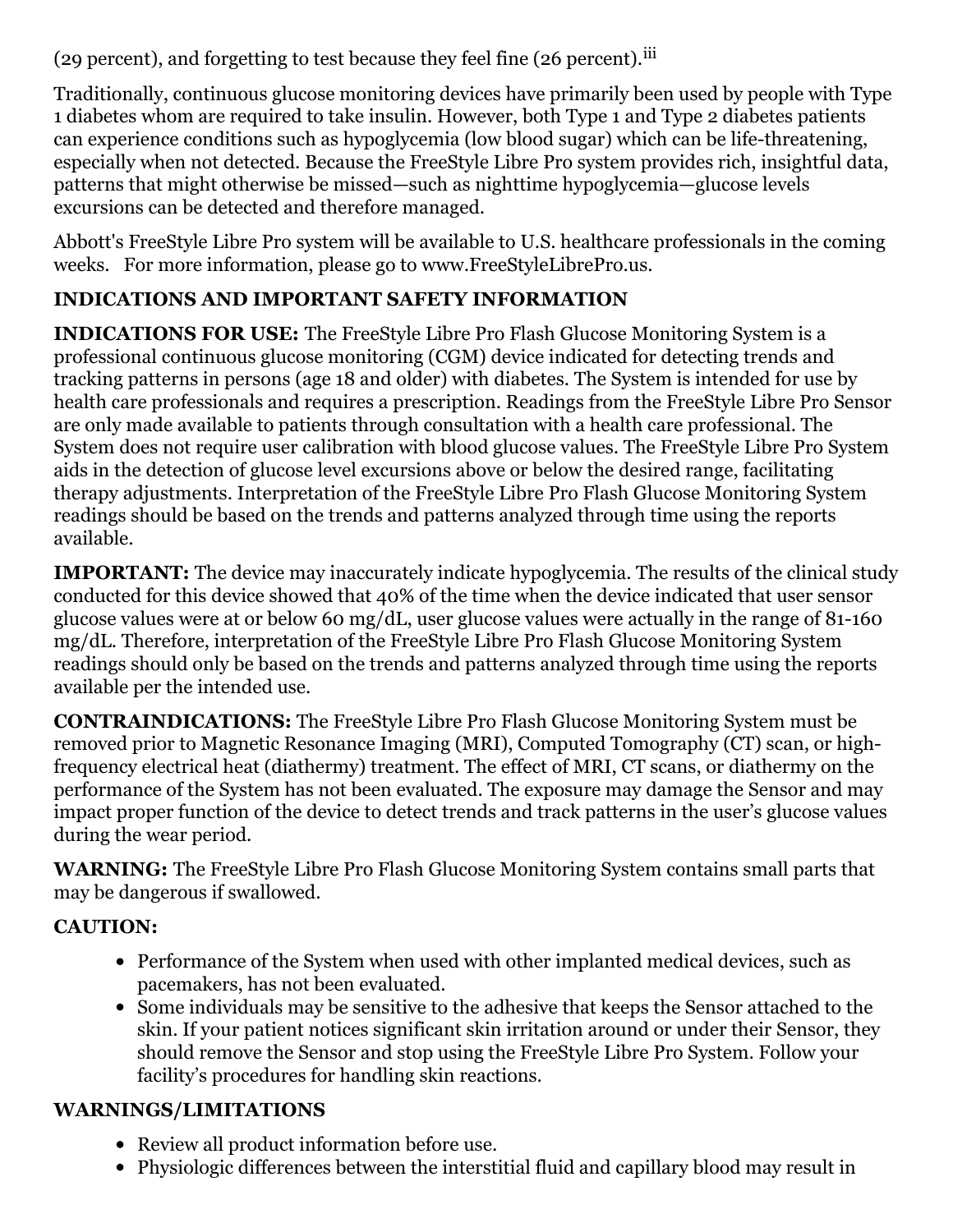(29 percent), and forgetting to test because they feel fine (26 percent).[iii]

Traditionally, continuous glucose monitoring devices have primarily been used by people with Type 1 diabetes whom are required to take insulin. However, both Type 1 and Type 2 diabetes patients can experience conditions such as hypoglycemia (low blood sugar) which can be life-threatening, especially when not detected. Because the FreeStyle Libre Pro system provides rich, insightful data, patterns that might otherwise be missed—such as nighttime hypoglycemia—glucose levels excursions can be detected and therefore managed.

Abbott's FreeStyle Libre Pro system will be available to U.S. healthcare professionals in the coming weeks.   For more information, please go to www.FreeStyleLibrePro.us.

**INDICATIONS AND IMPORTANT SAFETY INFORMATION**

**INDICATIONS FOR USE:** The FreeStyle Libre Pro Flash Glucose Monitoring System is a professional continuous glucose monitoring (CGM) device indicated for detecting trends and tracking patterns in persons (age 18 and older) with diabetes. The System is intended for use by health care professionals and requires a prescription. Readings from the FreeStyle Libre Pro Sensor are only made available to patients through consultation with a health care professional. The System does not require user calibration with blood glucose values. The FreeStyle Libre Pro System aids in the detection of glucose level excursions above or below the desired range, facilitating therapy adjustments. Interpretation of the FreeStyle Libre Pro Flash Glucose Monitoring System readings should be based on the trends and patterns analyzed through time using the reports available.

**IMPORTANT:** The device may inaccurately indicate hypoglycemia. The results of the clinical study conducted for this device showed that 40% of the time when the device indicated that user sensor glucose values were at or below 60 mg/dL, user glucose values were actually in the range of 81-160 mg/dL. Therefore, interpretation of the FreeStyle Libre Pro Flash Glucose Monitoring System readings should only be based on the trends and patterns analyzed through time using the reports available per the intended use.

**CONTRAINDICATIONS:** The FreeStyle Libre Pro Flash Glucose Monitoring System must be removed prior to Magnetic Resonance Imaging (MRI), Computed Tomography (CT) scan, or high-frequency electrical heat (diathermy) treatment. The effect of MRI, CT scans, or diathermy on the performance of the System has not been evaluated. The exposure may damage the Sensor and may impact proper function of the device to detect trends and track patterns in the user's glucose values during the wear period.

**WARNING:** The FreeStyle Libre Pro Flash Glucose Monitoring System contains small parts that may be dangerous if swallowed.

**CAUTION:**

- Performance of the System when used with other implanted medical devices, such as pacemakers, has not been evaluated.
- Some individuals may be sensitive to the adhesive that keeps the Sensor attached to the skin. If your patient notices significant skin irritation around or under their Sensor, they should remove the Sensor and stop using the FreeStyle Libre Pro System. Follow your facility's procedures for handling skin reactions.

**WARNINGS/LIMITATIONS**

- Review all product information before use.
- Physiologic differences between the interstitial fluid and capillary blood may result in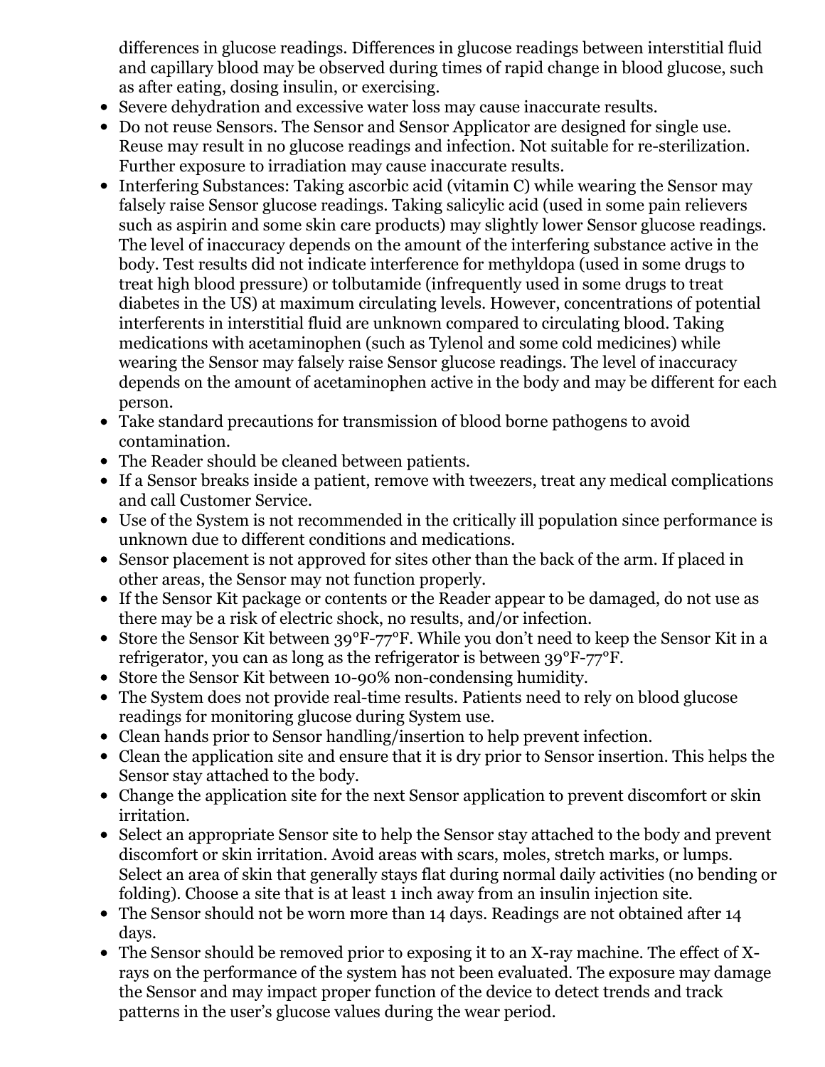differences in glucose readings. Differences in glucose readings between interstitial fluid and capillary blood may be observed during times of rapid change in blood glucose, such as after eating, dosing insulin, or exercising.

- Severe dehydration and excessive water loss may cause inaccurate results.
- Do not reuse Sensors. The Sensor and Sensor Applicator are designed for single use. Reuse may result in no glucose readings and infection. Not suitable for re-sterilization. Further exposure to irradiation may cause inaccurate results.
- Interfering Substances: Taking ascorbic acid (vitamin C) while wearing the Sensor may falsely raise Sensor glucose readings. Taking salicylic acid (used in some pain relievers such as aspirin and some skin care products) may slightly lower Sensor glucose readings. The level of inaccuracy depends on the amount of the interfering substance active in the body. Test results did not indicate interference for methyldopa (used in some drugs to treat high blood pressure) or tolbutamide (infrequently used in some drugs to treat diabetes in the US) at maximum circulating levels. However, concentrations of potential interferents in interstitial fluid are unknown compared to circulating blood. Taking medications with acetaminophen (such as Tylenol and some cold medicines) while wearing the Sensor may falsely raise Sensor glucose readings. The level of inaccuracy depends on the amount of acetaminophen active in the body and may be different for each person.
- Take standard precautions for transmission of blood borne pathogens to avoid contamination.
- The Reader should be cleaned between patients.
- If a Sensor breaks inside a patient, remove with tweezers, treat any medical complications and call Customer Service.
- Use of the System is not recommended in the critically ill population since performance is unknown due to different conditions and medications.
- Sensor placement is not approved for sites other than the back of the arm. If placed in other areas, the Sensor may not function properly.
- If the Sensor Kit package or contents or the Reader appear to be damaged, do not use as there may be a risk of electric shock, no results, and/or infection.
- Store the Sensor Kit between 39°F-77°F. While you don't need to keep the Sensor Kit in a refrigerator, you can as long as the refrigerator is between 39°F-77°F.
- Store the Sensor Kit between 10-90% non-condensing humidity.
- The System does not provide real-time results. Patients need to rely on blood glucose readings for monitoring glucose during System use.
- Clean hands prior to Sensor handling/insertion to help prevent infection.
- Clean the application site and ensure that it is dry prior to Sensor insertion. This helps the Sensor stay attached to the body.
- Change the application site for the next Sensor application to prevent discomfort or skin irritation.
- Select an appropriate Sensor site to help the Sensor stay attached to the body and prevent discomfort or skin irritation. Avoid areas with scars, moles, stretch marks, or lumps. Select an area of skin that generally stays flat during normal daily activities (no bending or folding). Choose a site that is at least 1 inch away from an insulin injection site.
- The Sensor should not be worn more than 14 days. Readings are not obtained after 14 days.
- The Sensor should be removed prior to exposing it to an X-ray machine. The effect of X-rays on the performance of the system has not been evaluated. The exposure may damage the Sensor and may impact proper function of the device to detect trends and track patterns in the user's glucose values during the wear period.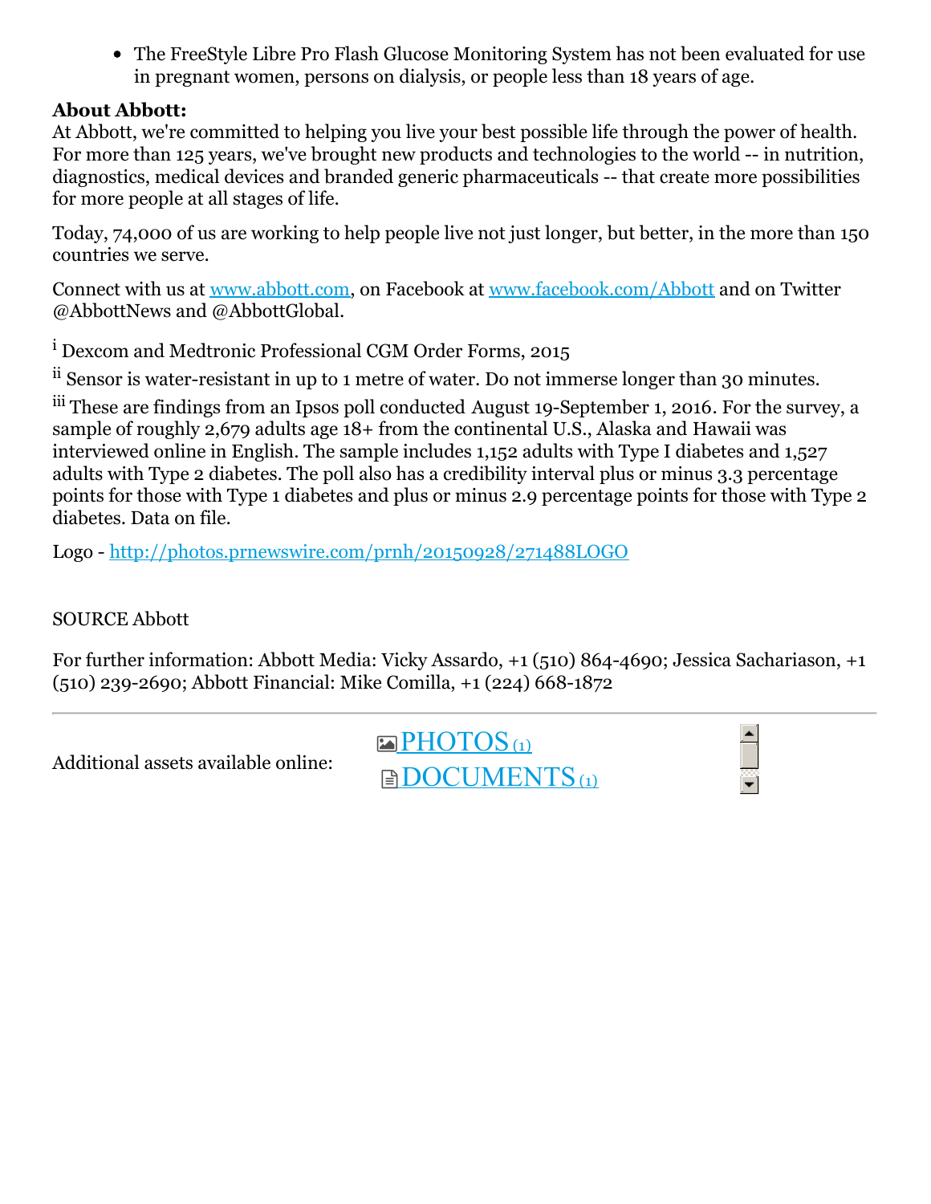- The FreeStyle Libre Pro Flash Glucose Monitoring System has not been evaluated for use in pregnant women, persons on dialysis, or people less than 18 years of age.

**About Abbott:**
At Abbott, we're committed to helping you live your best possible life through the power of health. For more than 125 years, we've brought new products and technologies to the world -- in nutrition, diagnostics, medical devices and branded generic pharmaceuticals -- that create more possibilities for more people at all stages of life.

Today, 74,000 of us are working to help people live not just longer, but better, in the more than 150 countries we serve.

Connect with us at [www.abbott.com](www.abbott.com), on Facebook at [www.facebook.com/Abbott](www.facebook.com/Abbott) and on Twitter @AbbottNews and @AbbottGlobal.

[i] Dexcom and Medtronic Professional CGM Order Forms, 2015

[ii] Sensor is water-resistant in up to 1 metre of water. Do not immerse longer than 30 minutes.

[iii] These are findings from an Ipsos poll conducted August 19-September 1, 2016. For the survey, a sample of roughly 2,679 adults age 18+ from the continental U.S., Alaska and Hawaii was interviewed online in English. The sample includes 1,152 adults with Type I diabetes and 1,527 adults with Type 2 diabetes. The poll also has a credibility interval plus or minus 3.3 percentage points for those with Type 1 diabetes and plus or minus 2.9 percentage points for those with Type 2 diabetes. Data on file.

Logo - [http://photos.prnewswire.com/prnh/20150928/271488LOGO](http://photos.prnewswire.com/prnh/20150928/271488LOGO)

SOURCE Abbott

For further information: Abbott Media: Vicky Assardo, +1 (510) 864-4690; Jessica Sachariason, +1 (510) 239-2690; Abbott Financial: Mike Comilla, +1 (224) 668-1872

---

Additional assets available online: PHOTOS (1) DOCUMENTS (1)